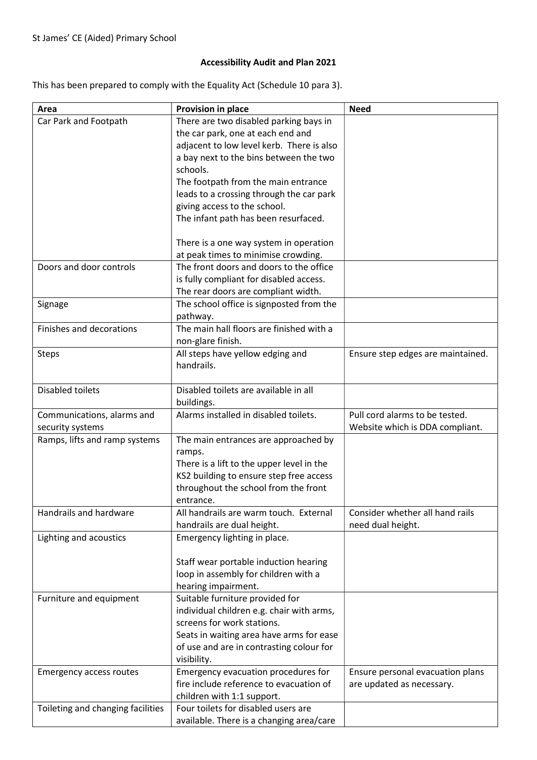St James' CE (Aided) Primary School

**Accessibility Audit and Plan 2021**

This has been prepared to comply with the Equality Act (Schedule 10 para 3).

| Area | Provision in place | Need |
|---|---|---|
| Car Park and Footpath | There are two disabled parking bays in the car park, one at each end and adjacent to low level kerb. There is also a bay next to the bins between the two schools.<br>The footpath from the main entrance leads to a crossing through the car park giving access to the school.<br>The infant path has been resurfaced.<br><br>There is a one way system in operation at peak times to minimise crowding. | |
| Doors and door controls | The front doors and doors to the office is fully compliant for disabled access.<br>The rear doors are compliant width. | |
| Signage | The school office is signposted from the pathway. | |
| Finishes and decorations | The main hall floors are finished with a non-glare finish. | |
| Steps | All steps have yellow edging and handrails. | Ensure step edges are maintained. |
| Disabled toilets | Disabled toilets are available in all buildings. | |
| Communications, alarms and security systems | Alarms installed in disabled toilets. | Pull cord alarms to be tested.<br>Website which is DDA compliant. |
| Ramps, lifts and ramp systems | The main entrances are approached by ramps.<br>There is a lift to the upper level in the KS2 building to ensure step free access throughout the school from the front entrance. | |
| Handrails and hardware | All handrails are warm touch. External handrails are dual height. | Consider whether all hand rails need dual height. |
| Lighting and acoustics | Emergency lighting in place.<br><br>Staff wear portable induction hearing loop in assembly for children with a hearing impairment. | |
| Furniture and equipment | Suitable furniture provided for individual children e.g. chair with arms, screens for work stations.<br>Seats in waiting area have arms for ease of use and are in contrasting colour for visibility. | |
| Emergency access routes | Emergency evacuation procedures for fire include reference to evacuation of children with 1:1 support. | Ensure personal evacuation plans are updated as necessary. |
| Toileting and changing facilities | Four toilets for disabled users are available. There is a changing area/care | |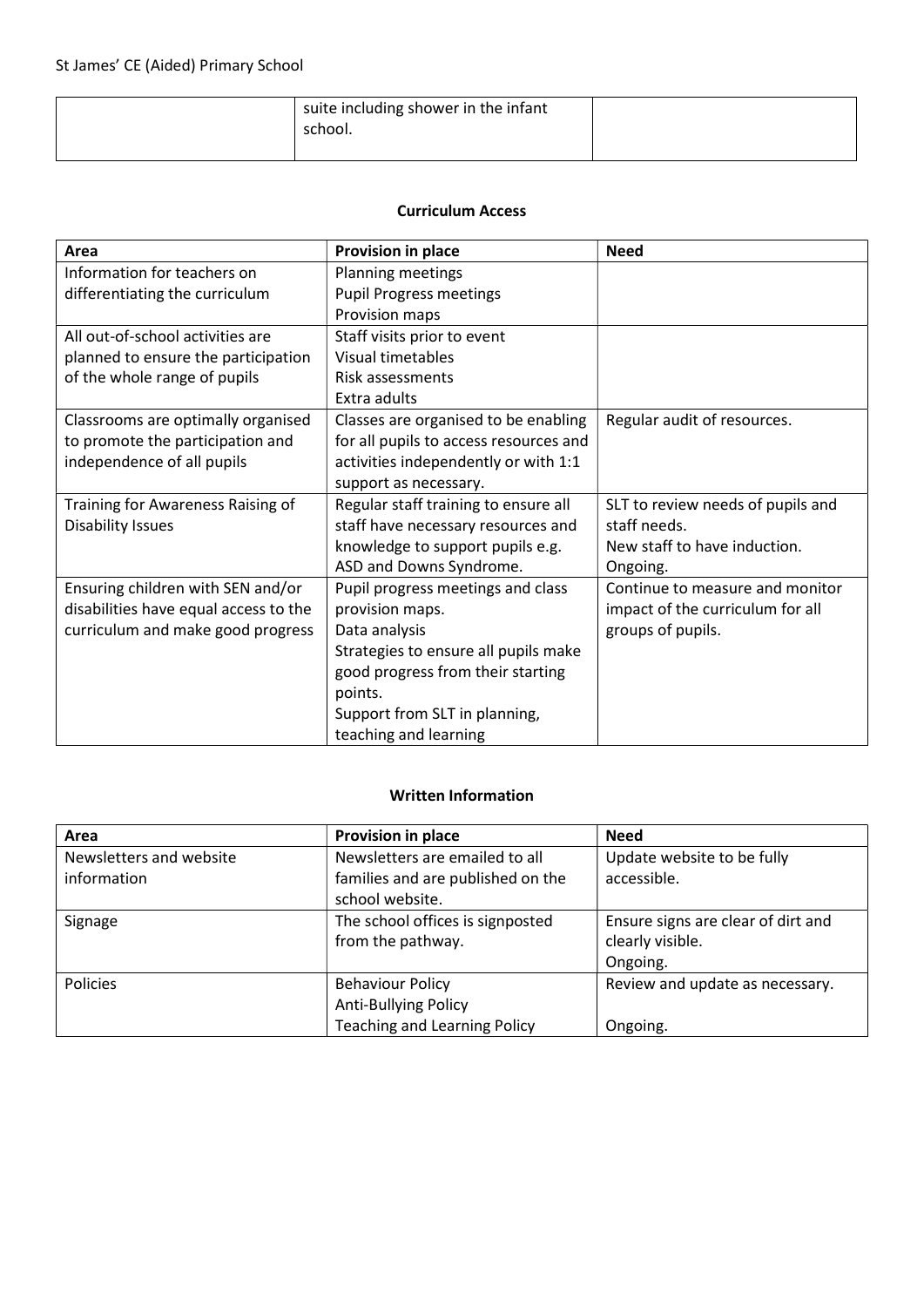| | | |
|---|---|---|
| | suite including shower in the infant school. | |

**Curriculum Access**

| Area | Provision in place | Need |
|---|---|---|
| Information for teachers on differentiating the curriculum | Planning meetings<br>Pupil Progress meetings<br>Provision maps | |
| All out-of-school activities are planned to ensure the participation of the whole range of pupils | Staff visits prior to event<br>Visual timetables<br>Risk assessments<br>Extra adults | |
| Classrooms are optimally organised to promote the participation and independence of all pupils | Classes are organised to be enabling for all pupils to access resources and activities independently or with 1:1 support as necessary. | Regular audit of resources. |
| Training for Awareness Raising of Disability Issues | Regular staff training to ensure all staff have necessary resources and knowledge to support pupils e.g. ASD and Downs Syndrome. | SLT to review needs of pupils and staff needs.<br>New staff to have induction.<br>Ongoing. |
| Ensuring children with SEN and/or disabilities have equal access to the curriculum and make good progress | Pupil progress meetings and class provision maps.<br>Data analysis<br>Strategies to ensure all pupils make good progress from their starting points.<br>Support from SLT in planning, teaching and learning | Continue to measure and monitor impact of the curriculum for all groups of pupils. |

**Written Information**

| Area | Provision in place | Need |
|---|---|---|
| Newsletters and website information | Newsletters are emailed to all families and are published on the school website. | Update website to be fully accessible. |
| Signage | The school offices is signposted from the pathway. | Ensure signs are clear of dirt and clearly visible.<br>Ongoing. |
| Policies | Behaviour Policy<br>Anti-Bullying Policy<br>Teaching and Learning Policy | Review and update as necessary.<br><br>Ongoing. |